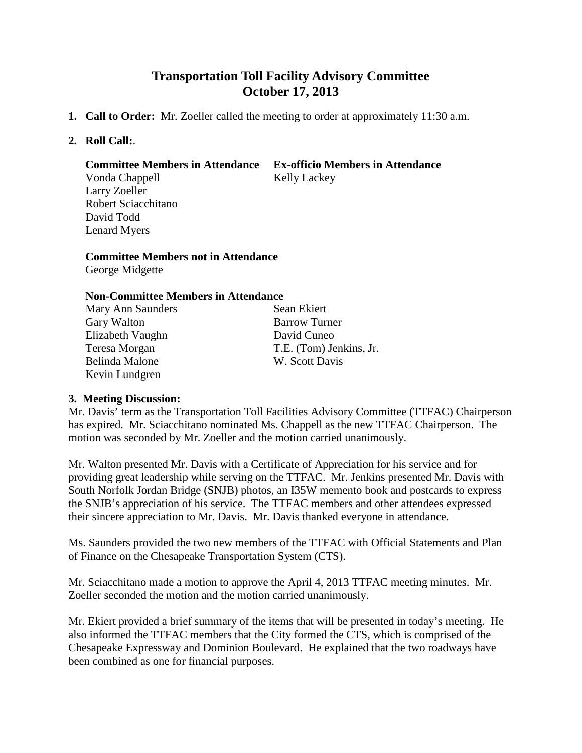# Transportation Toll Facility Advisory Committee
## October 17, 2013

1. **Call to Order:** Mr. Zoeller called the meeting to order at approximately 11:30 a.m.

2. **Roll Call:**.

| **Committee Members in Attendance** | **Ex-officio Members in Attendance** |
|---|---|
| Vonda Chappell | Kelly Lackey |
| Larry Zoeller | |
| Robert Sciacchitano | |
| David Todd | |
| Lenard Myers | |

**Committee Members not in Attendance**

George Midgette

**Non-Committee Members in Attendance**

| | |
|---|---|
| Mary Ann Saunders | Sean Ekiert |
| Gary Walton | Barrow Turner |
| Elizabeth Vaughn | David Cuneo |
| Teresa Morgan | T.E. (Tom) Jenkins, Jr. |
| Belinda Malone | W. Scott Davis |
| Kevin Lundgren | |

3. **Meeting Discussion:**

Mr. Davis' term as the Transportation Toll Facilities Advisory Committee (TTFAC) Chairperson has expired. Mr. Sciacchitano nominated Ms. Chappell as the new TTFAC Chairperson. The motion was seconded by Mr. Zoeller and the motion carried unanimously.

Mr. Walton presented Mr. Davis with a Certificate of Appreciation for his service and for providing great leadership while serving on the TTFAC. Mr. Jenkins presented Mr. Davis with South Norfolk Jordan Bridge (SNJB) photos, an I35W memento book and postcards to express the SNJB's appreciation of his service. The TTFAC members and other attendees expressed their sincere appreciation to Mr. Davis. Mr. Davis thanked everyone in attendance.

Ms. Saunders provided the two new members of the TTFAC with Official Statements and Plan of Finance on the Chesapeake Transportation System (CTS).

Mr. Sciacchitano made a motion to approve the April 4, 2013 TTFAC meeting minutes. Mr. Zoeller seconded the motion and the motion carried unanimously.

Mr. Ekiert provided a brief summary of the items that will be presented in today's meeting. He also informed the TTFAC members that the City formed the CTS, which is comprised of the Chesapeake Expressway and Dominion Boulevard. He explained that the two roadways have been combined as one for financial purposes.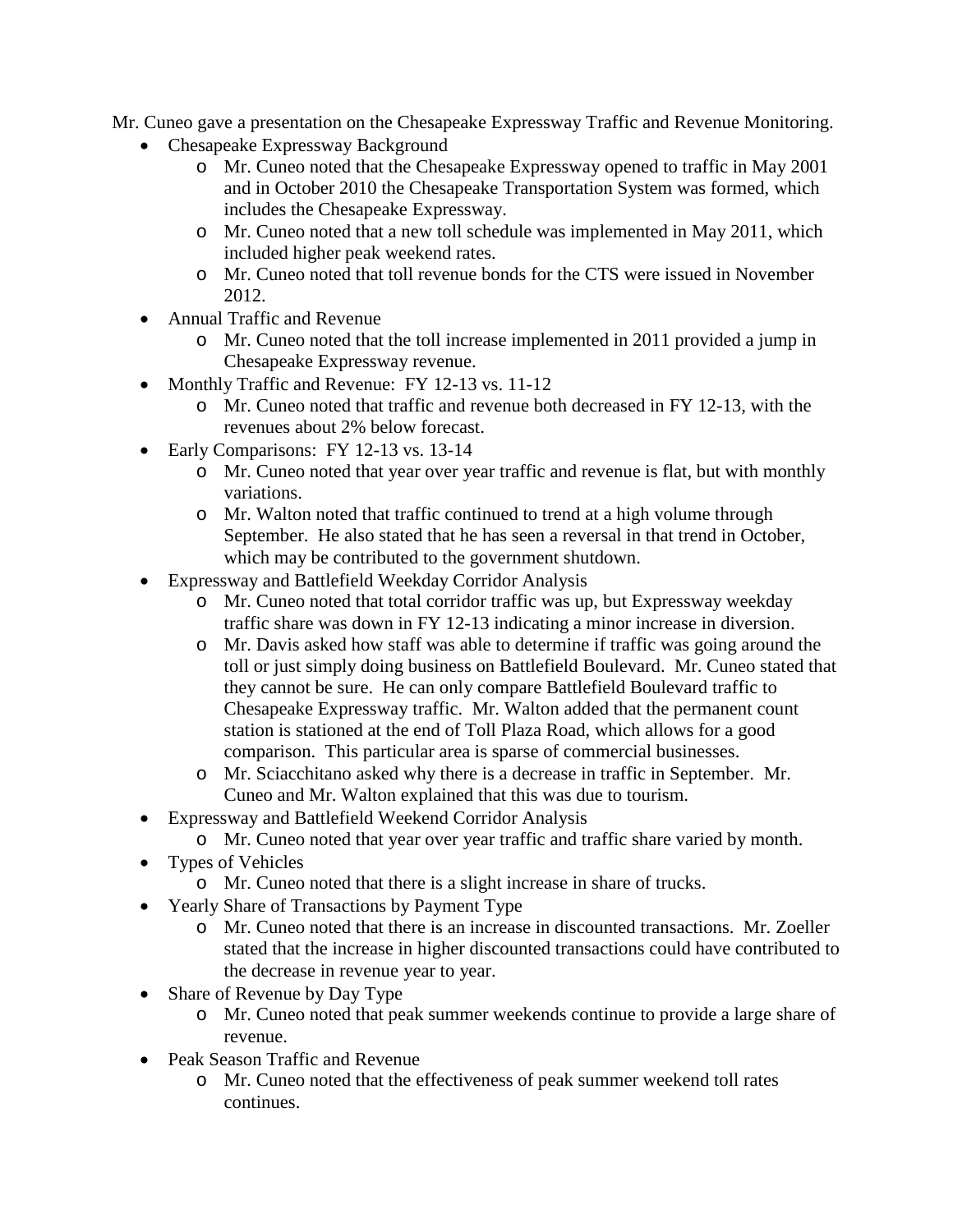Mr. Cuneo gave a presentation on the Chesapeake Expressway Traffic and Revenue Monitoring.

- Chesapeake Expressway Background
  - Mr. Cuneo noted that the Chesapeake Expressway opened to traffic in May 2001 and in October 2010 the Chesapeake Transportation System was formed, which includes the Chesapeake Expressway.
  - Mr. Cuneo noted that a new toll schedule was implemented in May 2011, which included higher peak weekend rates.
  - Mr. Cuneo noted that toll revenue bonds for the CTS were issued in November 2012.
- Annual Traffic and Revenue
  - Mr. Cuneo noted that the toll increase implemented in 2011 provided a jump in Chesapeake Expressway revenue.
- Monthly Traffic and Revenue: FY 12-13 vs. 11-12
  - Mr. Cuneo noted that traffic and revenue both decreased in FY 12-13, with the revenues about 2% below forecast.
- Early Comparisons: FY 12-13 vs. 13-14
  - Mr. Cuneo noted that year over year traffic and revenue is flat, but with monthly variations.
  - Mr. Walton noted that traffic continued to trend at a high volume through September. He also stated that he has seen a reversal in that trend in October, which may be contributed to the government shutdown.
- Expressway and Battlefield Weekday Corridor Analysis
  - Mr. Cuneo noted that total corridor traffic was up, but Expressway weekday traffic share was down in FY 12-13 indicating a minor increase in diversion.
  - Mr. Davis asked how staff was able to determine if traffic was going around the toll or just simply doing business on Battlefield Boulevard. Mr. Cuneo stated that they cannot be sure. He can only compare Battlefield Boulevard traffic to Chesapeake Expressway traffic. Mr. Walton added that the permanent count station is stationed at the end of Toll Plaza Road, which allows for a good comparison. This particular area is sparse of commercial businesses.
  - Mr. Sciacchitano asked why there is a decrease in traffic in September. Mr. Cuneo and Mr. Walton explained that this was due to tourism.
- Expressway and Battlefield Weekend Corridor Analysis
  - Mr. Cuneo noted that year over year traffic and traffic share varied by month.
- Types of Vehicles
  - Mr. Cuneo noted that there is a slight increase in share of trucks.
- Yearly Share of Transactions by Payment Type
  - Mr. Cuneo noted that there is an increase in discounted transactions. Mr. Zoeller stated that the increase in higher discounted transactions could have contributed to the decrease in revenue year to year.
- Share of Revenue by Day Type
  - Mr. Cuneo noted that peak summer weekends continue to provide a large share of revenue.
- Peak Season Traffic and Revenue
  - Mr. Cuneo noted that the effectiveness of peak summer weekend toll rates continues.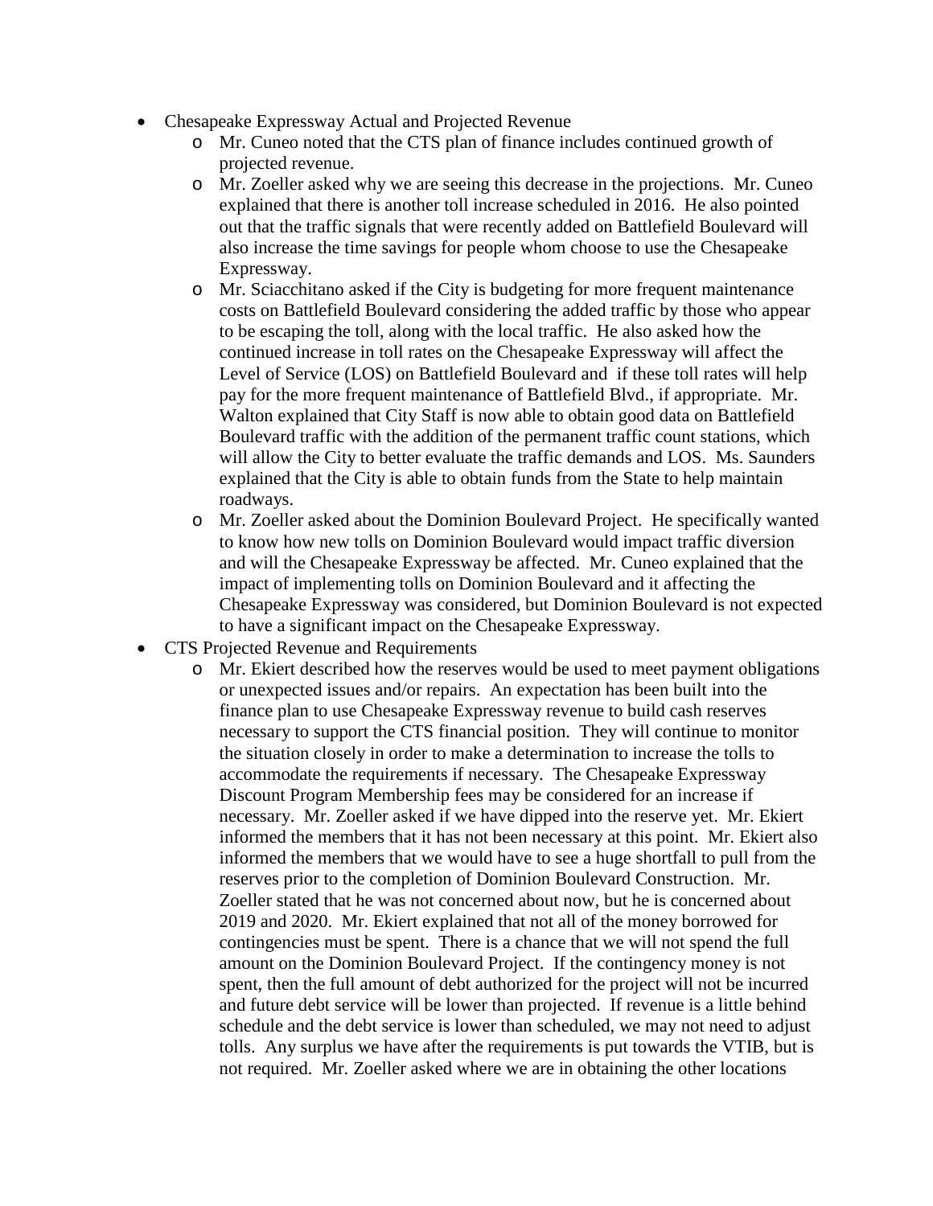- Chesapeake Expressway Actual and Projected Revenue
    - Mr. Cuneo noted that the CTS plan of finance includes continued growth of projected revenue.
    - Mr. Zoeller asked why we are seeing this decrease in the projections. Mr. Cuneo explained that there is another toll increase scheduled in 2016. He also pointed out that the traffic signals that were recently added on Battlefield Boulevard will also increase the time savings for people whom choose to use the Chesapeake Expressway.
    - Mr. Sciacchitano asked if the City is budgeting for more frequent maintenance costs on Battlefield Boulevard considering the added traffic by those who appear to be escaping the toll, along with the local traffic. He also asked how the continued increase in toll rates on the Chesapeake Expressway will affect the Level of Service (LOS) on Battlefield Boulevard and if these toll rates will help pay for the more frequent maintenance of Battlefield Blvd., if appropriate. Mr. Walton explained that City Staff is now able to obtain good data on Battlefield Boulevard traffic with the addition of the permanent traffic count stations, which will allow the City to better evaluate the traffic demands and LOS. Ms. Saunders explained that the City is able to obtain funds from the State to help maintain roadways.
    - Mr. Zoeller asked about the Dominion Boulevard Project. He specifically wanted to know how new tolls on Dominion Boulevard would impact traffic diversion and will the Chesapeake Expressway be affected. Mr. Cuneo explained that the impact of implementing tolls on Dominion Boulevard and it affecting the Chesapeake Expressway was considered, but Dominion Boulevard is not expected to have a significant impact on the Chesapeake Expressway.
- CTS Projected Revenue and Requirements
    - Mr. Ekiert described how the reserves would be used to meet payment obligations or unexpected issues and/or repairs. An expectation has been built into the finance plan to use Chesapeake Expressway revenue to build cash reserves necessary to support the CTS financial position. They will continue to monitor the situation closely in order to make a determination to increase the tolls to accommodate the requirements if necessary. The Chesapeake Expressway Discount Program Membership fees may be considered for an increase if necessary. Mr. Zoeller asked if we have dipped into the reserve yet. Mr. Ekiert informed the members that it has not been necessary at this point. Mr. Ekiert also informed the members that we would have to see a huge shortfall to pull from the reserves prior to the completion of Dominion Boulevard Construction. Mr. Zoeller stated that he was not concerned about now, but he is concerned about 2019 and 2020. Mr. Ekiert explained that not all of the money borrowed for contingencies must be spent. There is a chance that we will not spend the full amount on the Dominion Boulevard Project. If the contingency money is not spent, then the full amount of debt authorized for the project will not be incurred and future debt service will be lower than projected. If revenue is a little behind schedule and the debt service is lower than scheduled, we may not need to adjust tolls. Any surplus we have after the requirements is put towards the VTIB, but is not required. Mr. Zoeller asked where we are in obtaining the other locations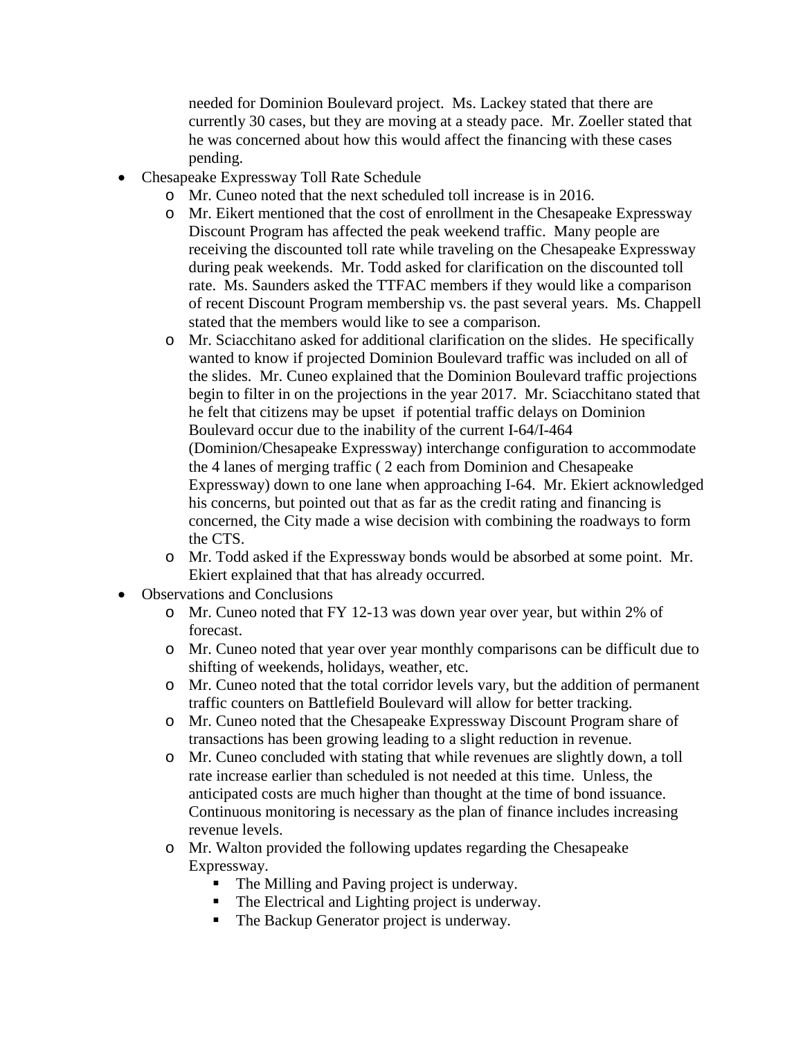needed for Dominion Boulevard project. Ms. Lackey stated that there are currently 30 cases, but they are moving at a steady pace. Mr. Zoeller stated that he was concerned about how this would affect the financing with these cases pending.

- Chesapeake Expressway Toll Rate Schedule
  - Mr. Cuneo noted that the next scheduled toll increase is in 2016.
  - Mr. Eikert mentioned that the cost of enrollment in the Chesapeake Expressway Discount Program has affected the peak weekend traffic. Many people are receiving the discounted toll rate while traveling on the Chesapeake Expressway during peak weekends. Mr. Todd asked for clarification on the discounted toll rate. Ms. Saunders asked the TTFAC members if they would like a comparison of recent Discount Program membership vs. the past several years. Ms. Chappell stated that the members would like to see a comparison.
  - Mr. Sciacchitano asked for additional clarification on the slides. He specifically wanted to know if projected Dominion Boulevard traffic was included on all of the slides. Mr. Cuneo explained that the Dominion Boulevard traffic projections begin to filter in on the projections in the year 2017. Mr. Sciacchitano stated that he felt that citizens may be upset if potential traffic delays on Dominion Boulevard occur due to the inability of the current I-64/I-464 (Dominion/Chesapeake Expressway) interchange configuration to accommodate the 4 lanes of merging traffic ( 2 each from Dominion and Chesapeake Expressway) down to one lane when approaching I-64. Mr. Ekiert acknowledged his concerns, but pointed out that as far as the credit rating and financing is concerned, the City made a wise decision with combining the roadways to form the CTS.
  - Mr. Todd asked if the Expressway bonds would be absorbed at some point. Mr. Ekiert explained that that has already occurred.
- Observations and Conclusions
  - Mr. Cuneo noted that FY 12-13 was down year over year, but within 2% of forecast.
  - Mr. Cuneo noted that year over year monthly comparisons can be difficult due to shifting of weekends, holidays, weather, etc.
  - Mr. Cuneo noted that the total corridor levels vary, but the addition of permanent traffic counters on Battlefield Boulevard will allow for better tracking.
  - Mr. Cuneo noted that the Chesapeake Expressway Discount Program share of transactions has been growing leading to a slight reduction in revenue.
  - Mr. Cuneo concluded with stating that while revenues are slightly down, a toll rate increase earlier than scheduled is not needed at this time. Unless, the anticipated costs are much higher than thought at the time of bond issuance. Continuous monitoring is necessary as the plan of finance includes increasing revenue levels.
  - Mr. Walton provided the following updates regarding the Chesapeake Expressway.
    - The Milling and Paving project is underway.
    - The Electrical and Lighting project is underway.
    - The Backup Generator project is underway.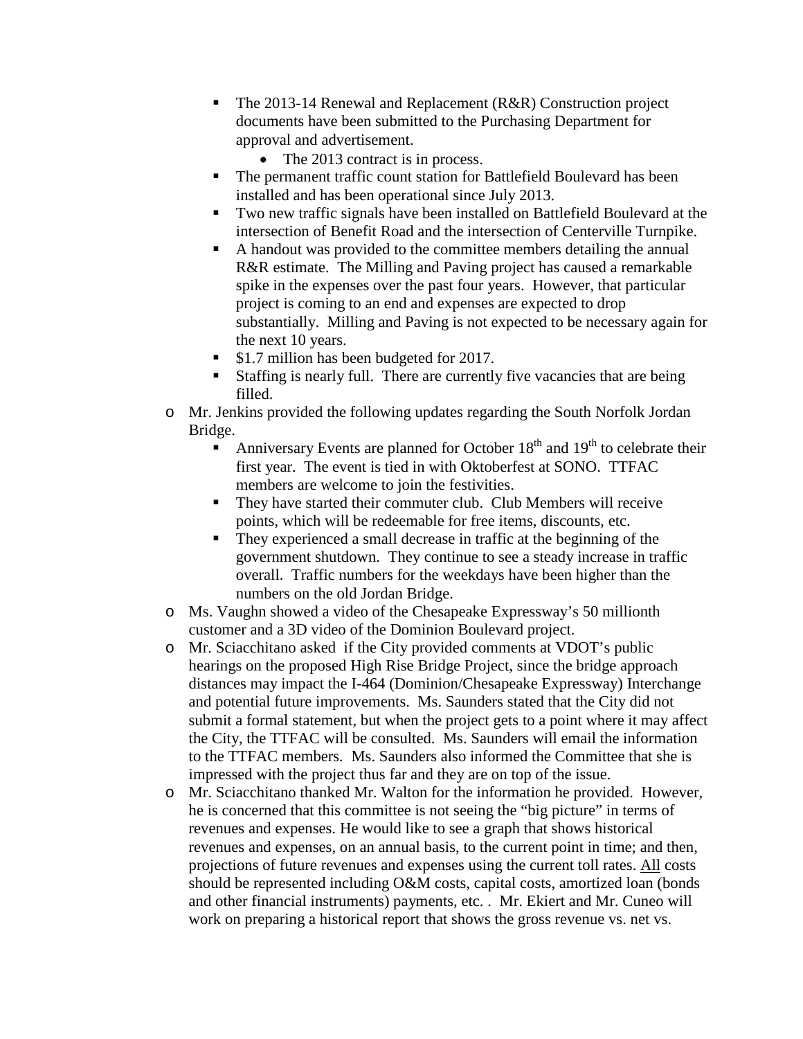- The 2013-14 Renewal and Replacement (R&R) Construction project documents have been submitted to the Purchasing Department for approval and advertisement.
  - The 2013 contract is in process.
- The permanent traffic count station for Battlefield Boulevard has been installed and has been operational since July 2013.
- Two new traffic signals have been installed on Battlefield Boulevard at the intersection of Benefit Road and the intersection of Centerville Turnpike.
- A handout was provided to the committee members detailing the annual R&R estimate. The Milling and Paving project has caused a remarkable spike in the expenses over the past four years. However, that particular project is coming to an end and expenses are expected to drop substantially. Milling and Paving is not expected to be necessary again for the next 10 years.
- $1.7 million has been budgeted for 2017.
- Staffing is nearly full. There are currently five vacancies that are being filled.

- Mr. Jenkins provided the following updates regarding the South Norfolk Jordan Bridge.
  - Anniversary Events are planned for October 18th and 19th to celebrate their first year. The event is tied in with Oktoberfest at SONO. TTFAC members are welcome to join the festivities.
  - They have started their commuter club. Club Members will receive points, which will be redeemable for free items, discounts, etc.
  - They experienced a small decrease in traffic at the beginning of the government shutdown. They continue to see a steady increase in traffic overall. Traffic numbers for the weekdays have been higher than the numbers on the old Jordan Bridge.
- Ms. Vaughn showed a video of the Chesapeake Expressway's 50 millionth customer and a 3D video of the Dominion Boulevard project.
- Mr. Sciacchitano asked if the City provided comments at VDOT's public hearings on the proposed High Rise Bridge Project, since the bridge approach distances may impact the I-464 (Dominion/Chesapeake Expressway) Interchange and potential future improvements. Ms. Saunders stated that the City did not submit a formal statement, but when the project gets to a point where it may affect the City, the TTFAC will be consulted. Ms. Saunders will email the information to the TTFAC members. Ms. Saunders also informed the Committee that she is impressed with the project thus far and they are on top of the issue.
- Mr. Sciacchitano thanked Mr. Walton for the information he provided. However, he is concerned that this committee is not seeing the "big picture" in terms of revenues and expenses. He would like to see a graph that shows historical revenues and expenses, on an annual basis, to the current point in time; and then, projections of future revenues and expenses using the current toll rates. All costs should be represented including O&M costs, capital costs, amortized loan (bonds and other financial instruments) payments, etc. . Mr. Ekiert and Mr. Cuneo will work on preparing a historical report that shows the gross revenue vs. net vs.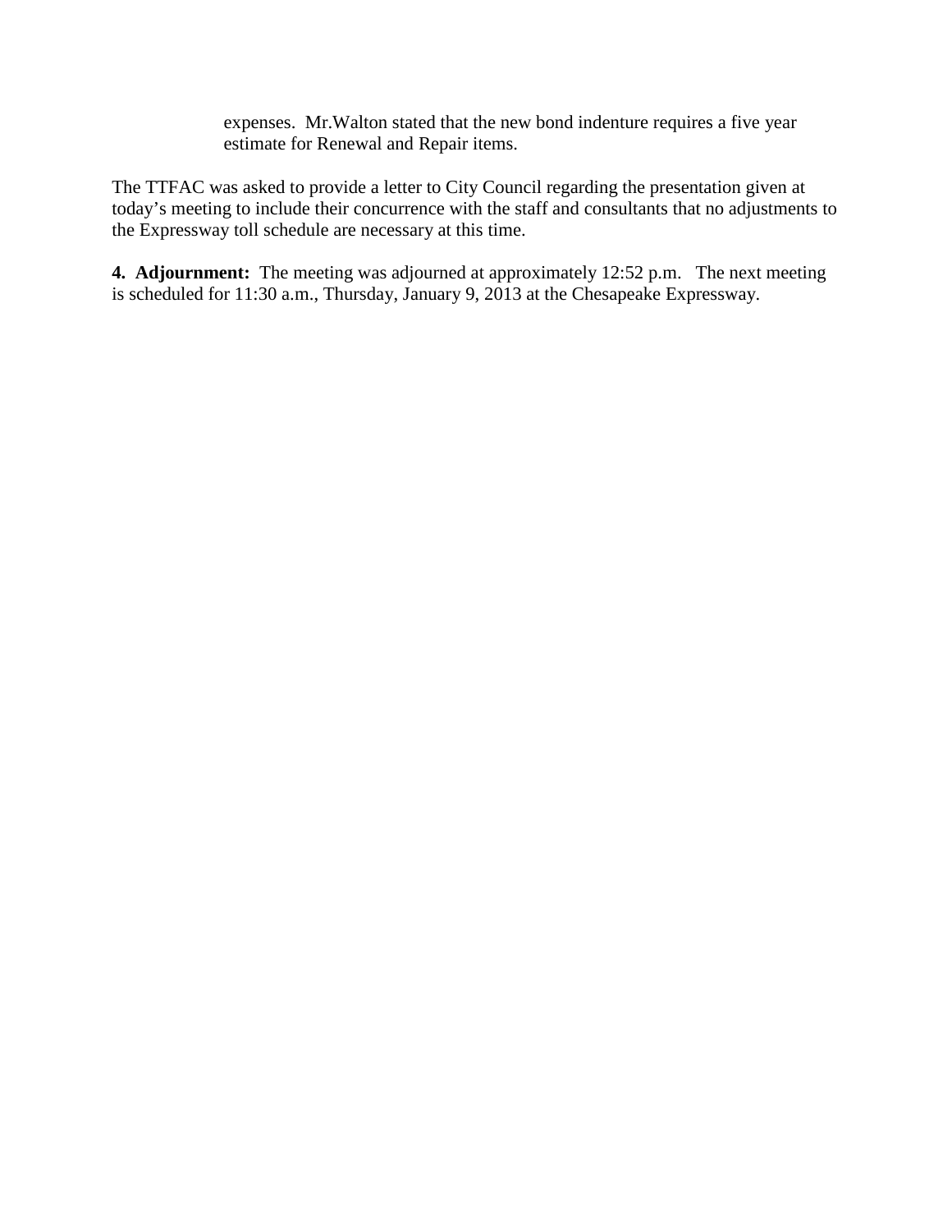expenses. Mr.Walton stated that the new bond indenture requires a five year estimate for Renewal and Repair items.

The TTFAC was asked to provide a letter to City Council regarding the presentation given at today's meeting to include their concurrence with the staff and consultants that no adjustments to the Expressway toll schedule are necessary at this time.

**4. Adjournment:** The meeting was adjourned at approximately 12:52 p.m. The next meeting is scheduled for 11:30 a.m., Thursday, January 9, 2013 at the Chesapeake Expressway.